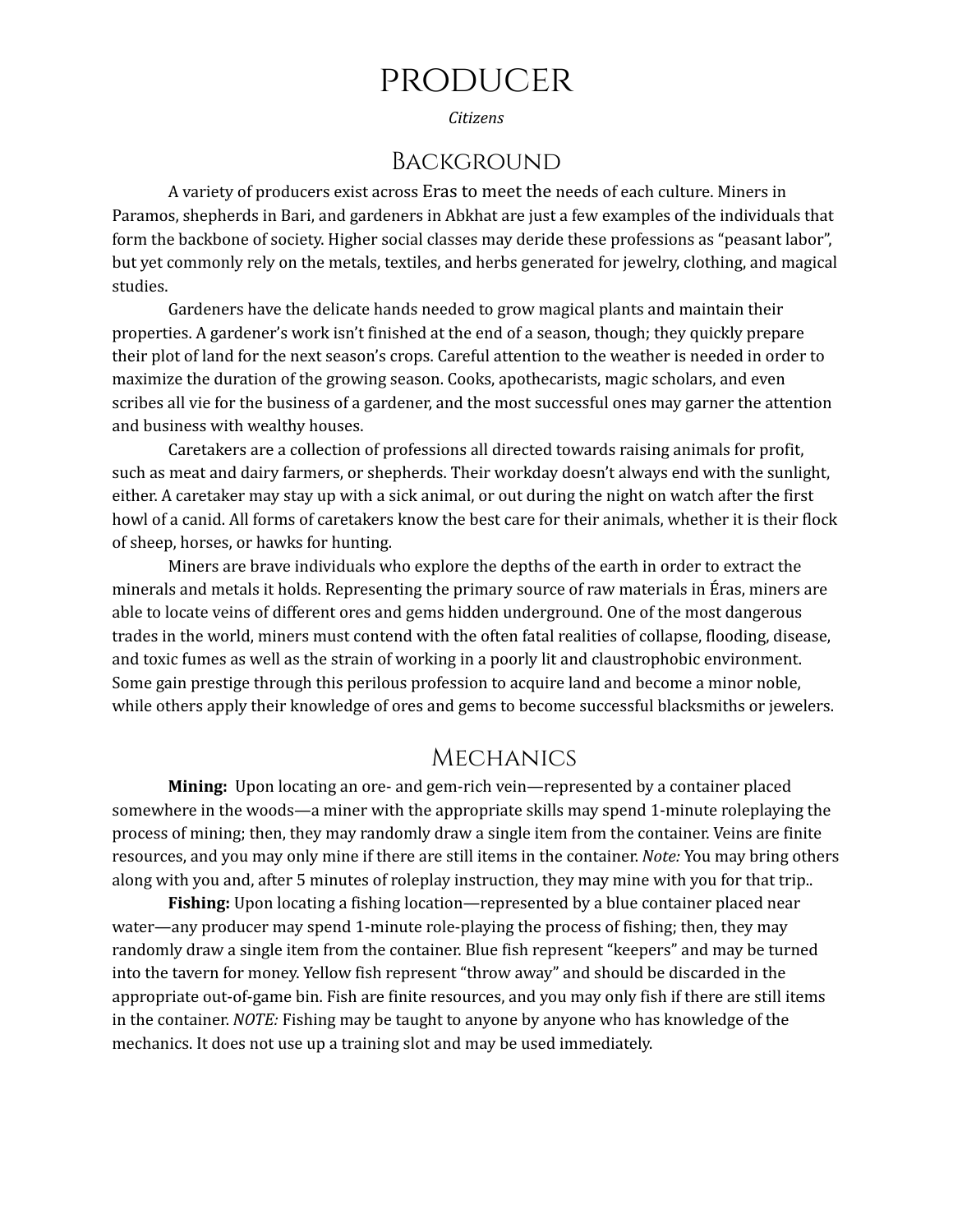# Producer

*Citizens*

## Background

A variety of producers exist across Eras to meet the needs of each culture. Miners in Paramos, shepherds in Bari, and gardeners in Abkhat are just a few examples of the individuals that form the backbone of society. Higher social classes may deride these professions as "peasant labor", but yet commonly rely on the metals, textiles, and herbs generated for jewelry, clothing, and magical studies.

Gardeners have the delicate hands needed to grow magical plants and maintain their properties. A gardener's work isn't finished at the end of a season, though; they quickly prepare their plot of land for the next season's crops. Careful attention to the weather is needed in order to maximize the duration of the growing season. Cooks, apothecarists, magic scholars, and even scribes all vie for the business of a gardener, and the most successful ones may garner the attention and business with wealthy houses.

Caretakers are a collection of professions all directed towards raising animals for profit, such as meat and dairy farmers, or shepherds. Their workday doesn't always end with the sunlight, either. A caretaker may stay up with a sick animal, or out during the night on watch after the first howl of a canid. All forms of caretakers know the best care for their animals, whether it is their flock of sheep, horses, or hawks for hunting.

Miners are brave individuals who explore the depths of the earth in order to extract the minerals and metals it holds. Representing the primary source of raw materials in Éras, miners are able to locate veins of different ores and gems hidden underground. One of the most dangerous trades in the world, miners must contend with the often fatal realities of collapse, flooding, disease, and toxic fumes as well as the strain of working in a poorly lit and claustrophobic environment. Some gain prestige through this perilous profession to acquire land and become a minor noble, while others apply their knowledge of ores and gems to become successful blacksmiths or jewelers.

## Mechanics

**Mining:** Upon locating an ore- and gem-rich vein—represented by a container placed somewhere in the woods—a miner with the appropriate skills may spend 1-minute roleplaying the process of mining; then, they may randomly draw a single item from the container. Veins are finite resources, and you may only mine if there are still items in the container. *Note:* You may bring others along with you and, after 5 minutes of roleplay instruction, they may mine with you for that trip..

**Fishing:** Upon locating a fishing location—represented by a blue container placed near water—any producer may spend 1-minute role-playing the process of fishing; then, they may randomly draw a single item from the container. Blue fish represent "keepers" and may be turned into the tavern for money. Yellow fish represent "throw away" and should be discarded in the appropriate out-of-game bin. Fish are finite resources, and you may only fish if there are still items in the container. *NOTE:* Fishing may be taught to anyone by anyone who has knowledge of the mechanics. It does not use up a training slot and may be used immediately.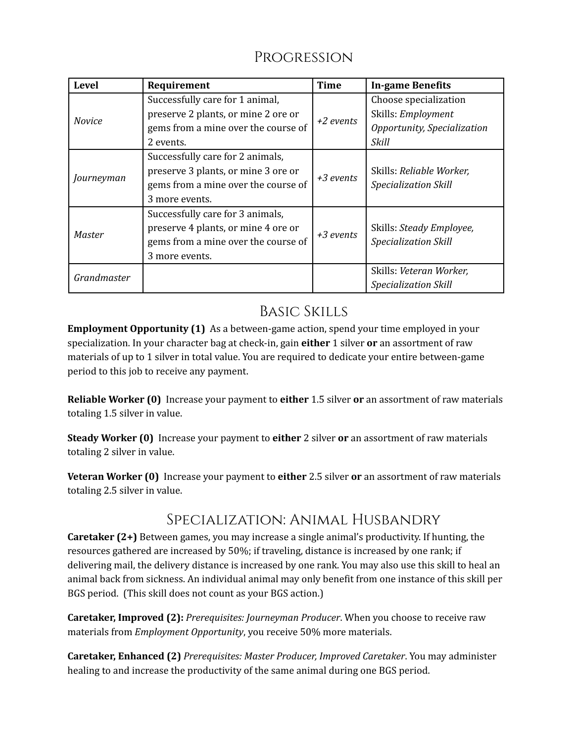## Progression

| Level | Requirement | Time | In-game Benefits |
|---|---|---|---|
| *Novice* | Successfully care for 1 animal, preserve 2 plants, or mine 2 ore or gems from a mine over the course of 2 events. | *+2 events* | Choose specialization Skills: *Employment Opportunity, Specialization Skill* |
| *Journeyman* | Successfully care for 2 animals, preserve 3 plants, or mine 3 ore or gems from a mine over the course of 3 more events. | *+3 events* | Skills: *Reliable Worker, Specialization Skill* |
| *Master* | Successfully care for 3 animals, preserve 4 plants, or mine 4 ore or gems from a mine over the course of 3 more events. | *+3 events* | Skills: *Steady Employee, Specialization Skill* |
| *Grandmaster* | | | Skills: *Veteran Worker, Specialization Skill* |

## Basic Skills

**Employment Opportunity (1)** As a between-game action, spend your time employed in your specialization. In your character bag at check-in, gain **either** 1 silver **or** an assortment of raw materials of up to 1 silver in total value. You are required to dedicate your entire between-game period to this job to receive any payment.

**Reliable Worker (0)** Increase your payment to **either** 1.5 silver **or** an assortment of raw materials totaling 1.5 silver in value.

**Steady Worker (0)** Increase your payment to **either** 2 silver **or** an assortment of raw materials totaling 2 silver in value.

**Veteran Worker (0)** Increase your payment to **either** 2.5 silver **or** an assortment of raw materials totaling 2.5 silver in value.

## Specialization: Animal Husbandry

**Caretaker (2+)** Between games, you may increase a single animal's productivity. If hunting, the resources gathered are increased by 50%; if traveling, distance is increased by one rank; if delivering mail, the delivery distance is increased by one rank. You may also use this skill to heal an animal back from sickness. An individual animal may only benefit from one instance of this skill per BGS period. (This skill does not count as your BGS action.)

**Caretaker, Improved (2):** *Prerequisites: Journeyman Producer.* When you choose to receive raw materials from *Employment Opportunity*, you receive 50% more materials.

**Caretaker, Enhanced (2)** *Prerequisites: Master Producer, Improved Caretaker*. You may administer healing to and increase the productivity of the same animal during one BGS period.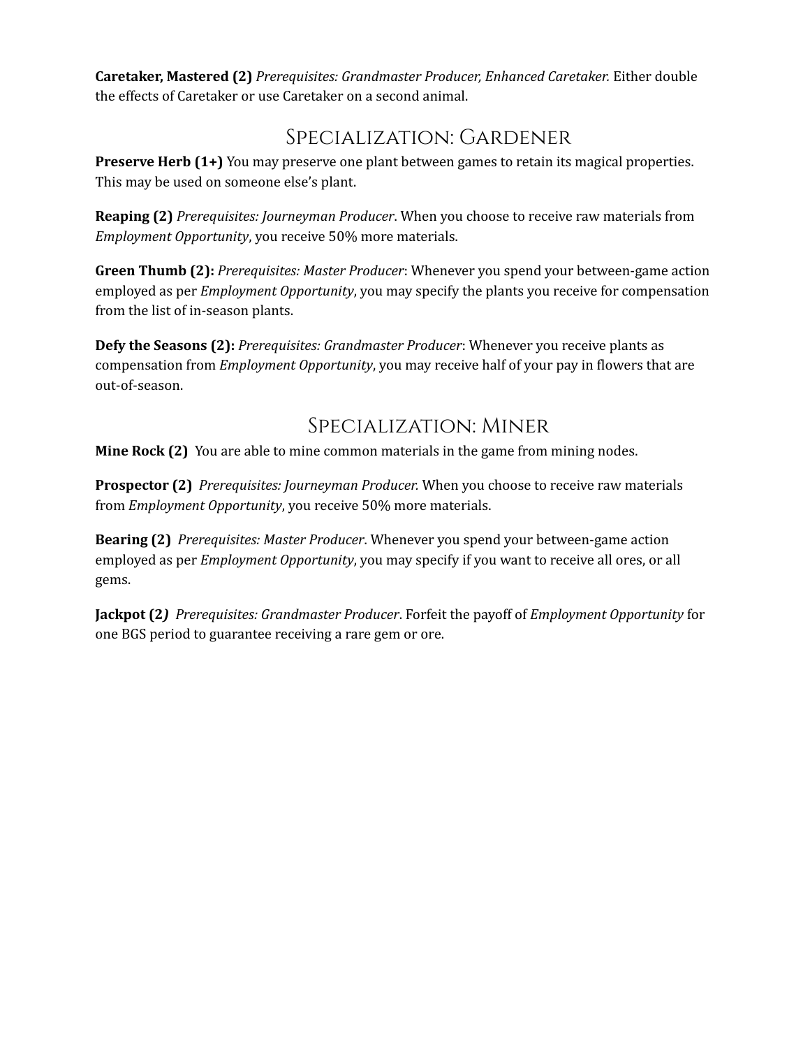**Caretaker, Mastered (2)** *Prerequisites: Grandmaster Producer, Enhanced Caretaker.* Either double the effects of Caretaker or use Caretaker on a second animal.

## Specialization: Gardener

**Preserve Herb (1+)** You may preserve one plant between games to retain its magical properties. This may be used on someone else's plant.

**Reaping (2)** *Prerequisites: Journeyman Producer*. When you choose to receive raw materials from *Employment Opportunity*, you receive 50% more materials.

**Green Thumb (2):** *Prerequisites: Master Producer*: Whenever you spend your between-game action employed as per *Employment Opportunity*, you may specify the plants you receive for compensation from the list of in-season plants.

**Defy the Seasons (2):** *Prerequisites: Grandmaster Producer*: Whenever you receive plants as compensation from *Employment Opportunity*, you may receive half of your pay in flowers that are out-of-season.

## Specialization: Miner

**Mine Rock (2)** You are able to mine common materials in the game from mining nodes.

**Prospector (2)** *Prerequisites: Journeyman Producer.* When you choose to receive raw materials from *Employment Opportunity*, you receive 50% more materials.

**Bearing (2)** *Prerequisites: Master Producer*. Whenever you spend your between-game action employed as per *Employment Opportunity*, you may specify if you want to receive all ores, or all gems.

**Jackpot (2)** *Prerequisites: Grandmaster Producer*. Forfeit the payoff of *Employment Opportunity* for one BGS period to guarantee receiving a rare gem or ore.